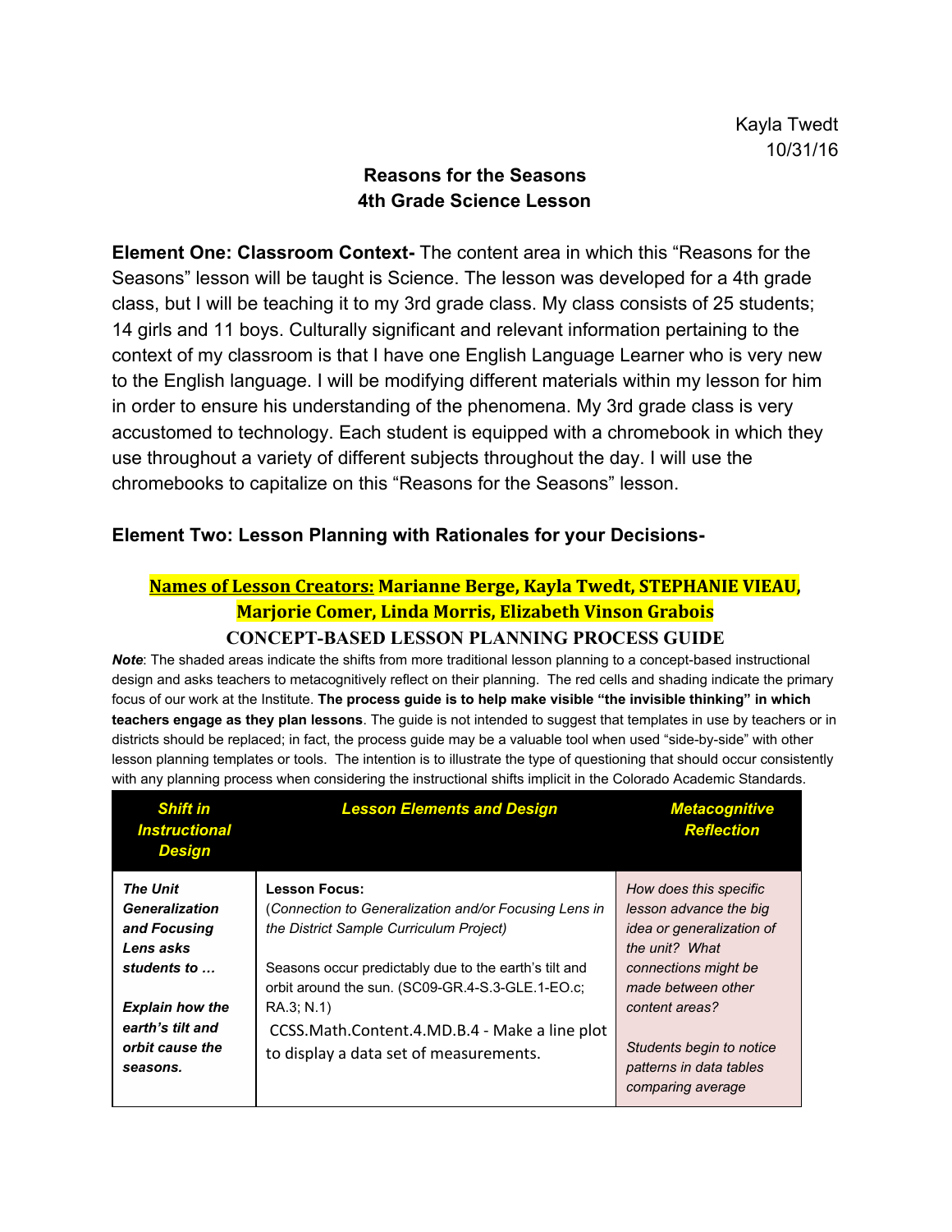Kayla Twedt
10/31/16

## Reasons for the Seasons
## 4th Grade Science Lesson

**Element One: Classroom Context-** The content area in which this "Reasons for the Seasons" lesson will be taught is Science. The lesson was developed for a 4th grade class, but I will be teaching it to my 3rd grade class. My class consists of 25 students; 14 girls and 11 boys. Culturally significant and relevant information pertaining to the context of my classroom is that I have one English Language Learner who is very new to the English language. I will be modifying different materials within my lesson for him in order to ensure his understanding of the phenomena. My 3rd grade class is very accustomed to technology. Each student is equipped with a chromebook in which they use throughout a variety of different subjects throughout the day. I will use the chromebooks to capitalize on this "Reasons for the Seasons" lesson.

**Element Two: Lesson Planning with Rationales for your Decisions-**

**Names of Lesson Creators: Marianne Berge, Kayla Twedt, STEPHANIE VIEAU, Marjorie Comer, Linda Morris, Elizabeth Vinson Grabois**

**CONCEPT-BASED LESSON PLANNING PROCESS GUIDE**

***Note***: The shaded areas indicate the shifts from more traditional lesson planning to a concept-based instructional design and asks teachers to metacognitively reflect on their planning. The red cells and shading indicate the primary focus of our work at the Institute. **The process guide is to help make visible "the invisible thinking" in which teachers engage as they plan lessons**. The guide is not intended to suggest that templates in use by teachers or in districts should be replaced; in fact, the process guide may be a valuable tool when used "side-by-side" with other lesson planning templates or tools. The intention is to illustrate the type of questioning that should occur consistently with any planning process when considering the instructional shifts implicit in the Colorado Academic Standards.

| *Shift in Instructional Design* | *Lesson Elements and Design* | *Metacognitive Reflection* |
|---|---|---|
| ***The Unit Generalization and Focusing Lens asks students to …***<br><br>***Explain how the earth's tilt and orbit cause the seasons.*** | **Lesson Focus:**<br>(*Connection to Generalization and/or Focusing Lens in the District Sample Curriculum Project*)<br><br>Seasons occur predictably due to the earth's tilt and orbit around the sun. (SC09-GR.4-S.3-GLE.1-EO.c; RA.3; N.1)<br>CCSS.Math.Content.4.MD.B.4 - Make a line plot to display a data set of measurements. | *How does this specific lesson advance the big idea or generalization of the unit? What connections might be made between other content areas?*<br><br>*Students begin to notice patterns in data tables comparing average* |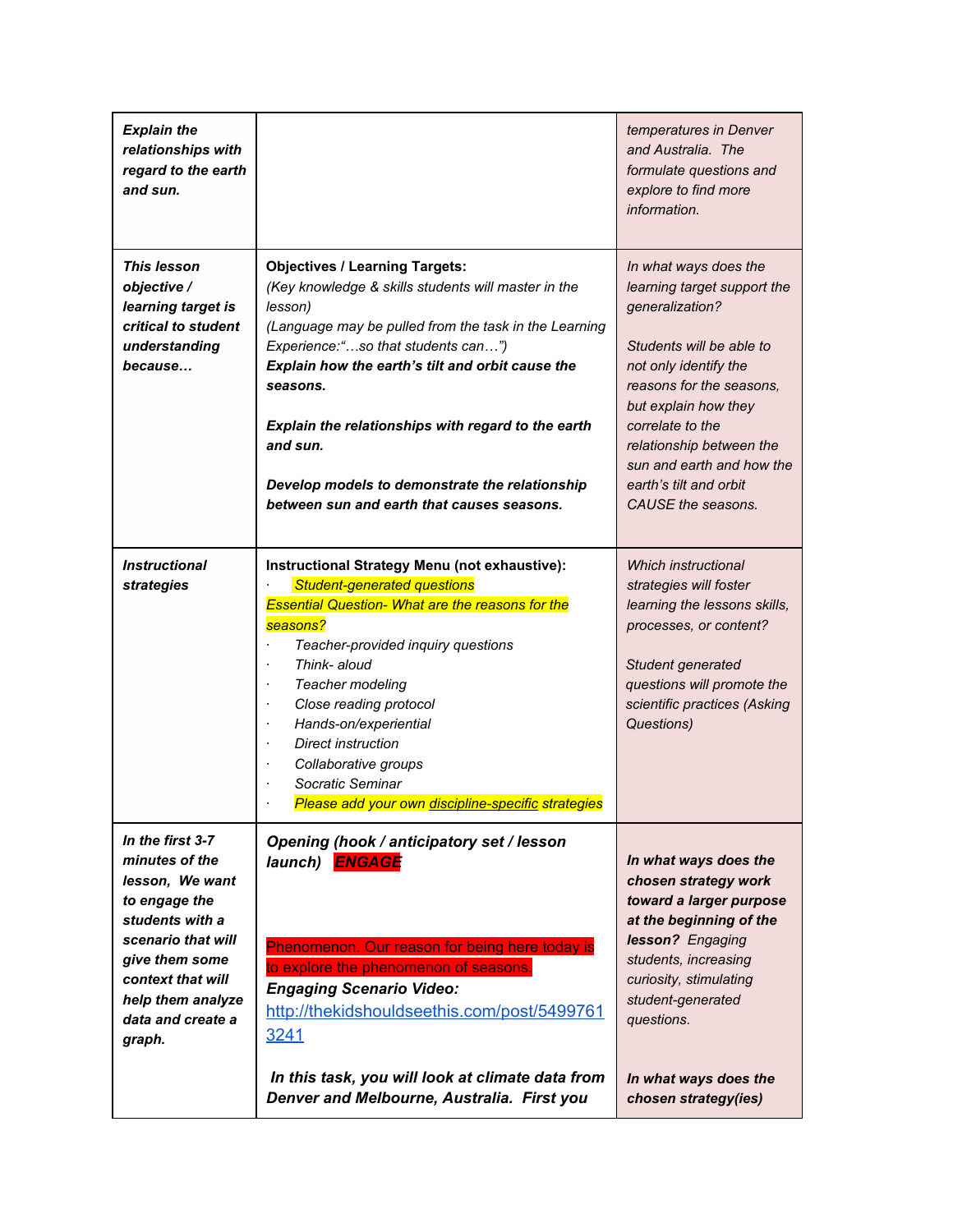| | | |
|---|---|---|
| ***Explain the relationships with regard to the earth and sun.*** | | *temperatures in Denver and Australia. The formulate questions and explore to find more information.* |
| ***This lesson objective / learning target is critical to student understanding because…*** | **Objectives / Learning Targets:**<br>*(Key knowledge & skills students will master in the lesson)*<br>*(Language may be pulled from the task in the Learning Experience:"…so that students can…")*<br>***Explain how the earth's tilt and orbit cause the seasons.***<br><br>***Explain the relationships with regard to the earth and sun.***<br><br>***Develop models to demonstrate the relationship between sun and earth that causes seasons.*** | *In what ways does the learning target support the generalization?*<br><br>*Students will be able to not only identify the reasons for the seasons, but explain how they correlate to the relationship between the sun and earth and how the earth's tilt and orbit CAUSE the seasons.* |
| ***Instructional strategies*** | **Instructional Strategy Menu (not exhaustive):**<br>· *Student-generated questions*<br>*Essential Question- What are the reasons for the seasons?*<br>· *Teacher-provided inquiry questions*<br>· *Think- aloud*<br>· *Teacher modeling*<br>· *Close reading protocol*<br>· *Hands-on/experiential*<br>· *Direct instruction*<br>· *Collaborative groups*<br>· *Socratic Seminar*<br>· *Please add your own discipline-specific strategies* | *Which instructional strategies will foster learning the lessons skills, processes, or content?*<br><br>*Student generated questions will promote the scientific practices (Asking Questions)* |
| ***In the first 3-7 minutes of the lesson, We want to engage the students with a scenario that will give them some context that will help them analyze data and create a graph.*** | ***Opening (hook / anticipatory set / lesson launch)*** ***ENGAGE***<br><br>Phenomenon. Our reason for being here today is to explore the phenomenon of seasons.<br>***Engaging Scenario Video:***<br>http://thekidshouldseethis.com/post/54997613241<br><br>***In this task, you will look at climate data from Denver and Melbourne, Australia. First you*** | ***In what ways does the chosen strategy work toward a larger purpose at the beginning of the lesson?*** *Engaging students, increasing curiosity, stimulating student-generated questions.*<br><br>***In what ways does the chosen strategy(ies)*** |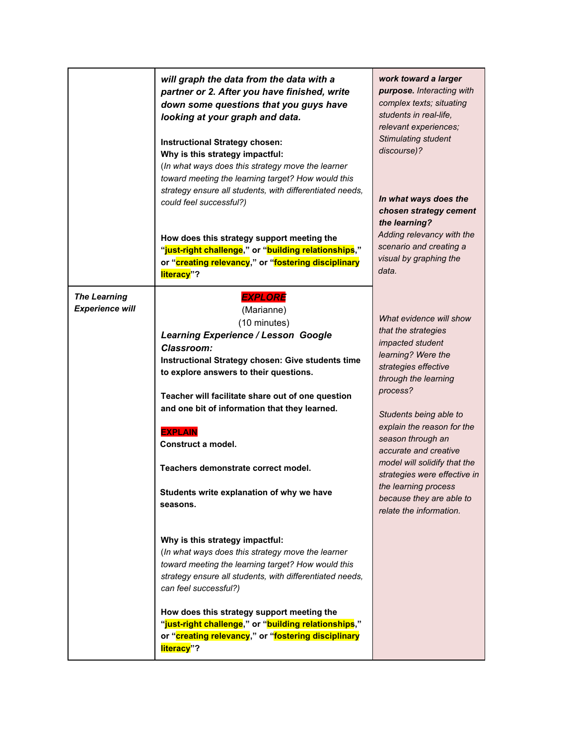| | | |
|---|---|---|
| | ***will graph the data from the data with a partner or 2. After you have finished, write down some questions that you guys have looking at your graph and data.***<br><br>**Instructional Strategy chosen:**<br>**Why is this strategy impactful:**<br>(*In what ways does this strategy move the learner toward meeting the learning target? How would this strategy ensure all students, with differentiated needs, could feel successful?)*<br><br>**How does this strategy support meeting the "just-right challenge," or "building relationships," or "creating relevancy," or "fostering disciplinary literacy"?** | ***work toward a larger purpose.*** *Interacting with complex texts; situating students in real-life, relevant experiences; Stimulating student discourse)?*<br><br>***In what ways does the chosen strategy cement the learning?***<br>*Adding relevancy with the scenario and creating a visual by graphing the data.* |
| ***The Learning Experience will*** | ***EXPLORE***<br>(Marianne)<br>(10 minutes)<br>***Learning Experience / Lesson Google Classroom:***<br>**Instructional Strategy chosen: Give students time to explore answers to their questions.**<br><br>**Teacher will facilitate share out of one question and one bit of information that they learned.**<br><br>**EXPLAIN**<br>**Construct a model.**<br><br>**Teachers demonstrate correct model.**<br><br>**Students write explanation of why we have seasons.**<br><br>**Why is this strategy impactful:**<br>(*In what ways does this strategy move the learner toward meeting the learning target? How would this strategy ensure all students, with differentiated needs, can feel successful?)*<br><br>**How does this strategy support meeting the "just-right challenge," or "building relationships," or "creating relevancy," or "fostering disciplinary literacy"?** | *What evidence will show that the strategies impacted student learning? Were the strategies effective through the learning process?*<br><br>*Students being able to explain the reason for the season through an accurate and creative model will solidify that the strategies were effective in the learning process because they are able to relate the information.* |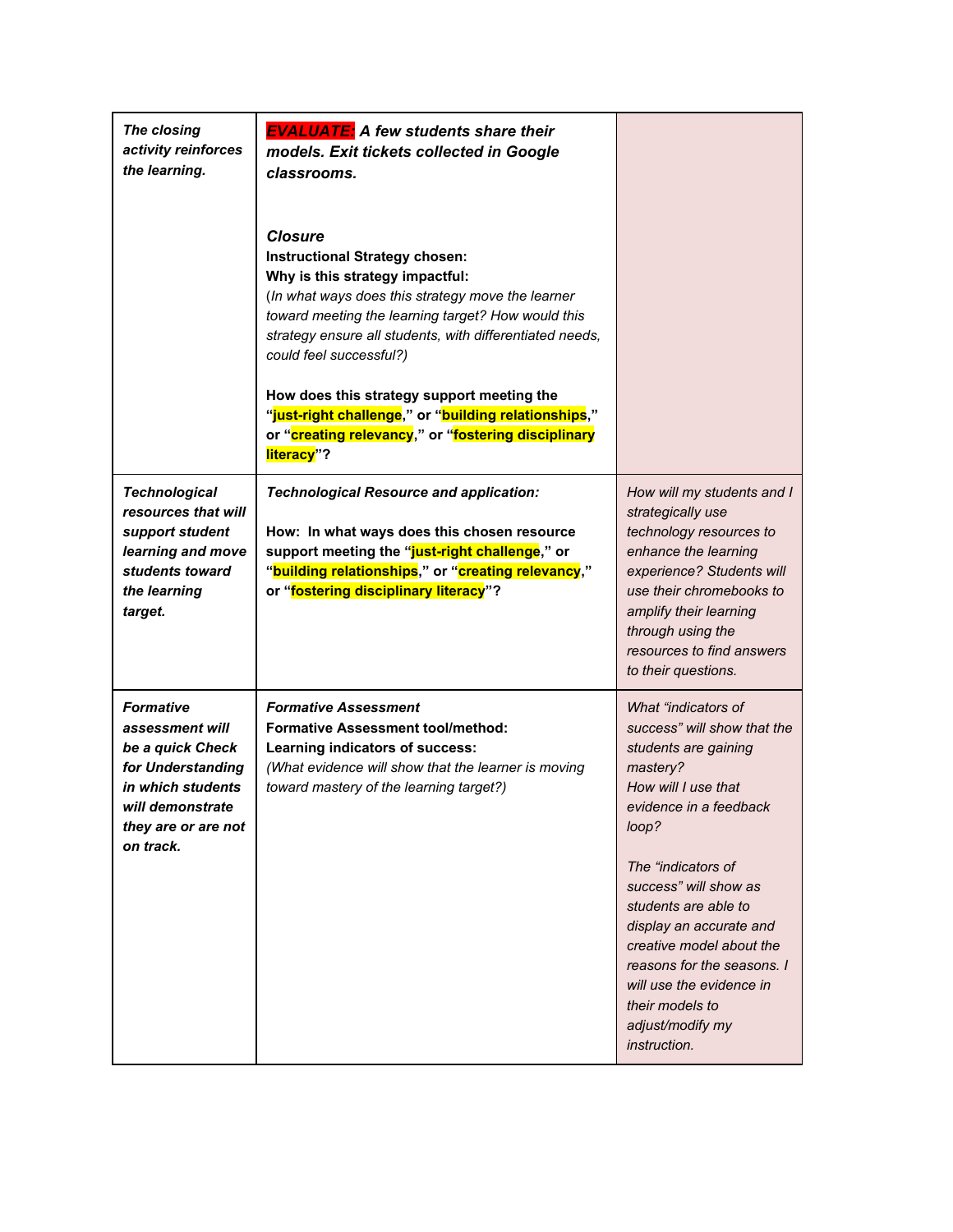| | | |
|---|---|---|
| ***The closing activity reinforces the learning.*** | ***EVALUATE:*** ***A few students share their models. Exit tickets collected in Google classrooms.***<br><br>***Closure***<br>**Instructional Strategy chosen:**<br>**Why is this strategy impactful:**<br>(*In what ways does this strategy move the learner toward meeting the learning target? How would this strategy ensure all students, with differentiated needs, could feel successful?)*<br><br>**How does this strategy support meeting the "just-right challenge," or "building relationships," or "creating relevancy," or "fostering disciplinary literacy"?** | |
| ***Technological resources that will support student learning and move students toward the learning target.*** | ***Technological Resource and application:***<br><br>**How: In what ways does this chosen resource support meeting the "just-right challenge," or "building relationships," or "creating relevancy," or "fostering disciplinary literacy"?** | *How will my students and I strategically use technology resources to enhance the learning experience? Students will use their chromebooks to amplify their learning through using the resources to find answers to their questions.* |
| ***Formative assessment will be a quick Check for Understanding in which students will demonstrate they are or are not on track.*** | ***Formative Assessment***<br>**Formative Assessment tool/method:**<br>**Learning indicators of success:**<br>*(What evidence will show that the learner is moving toward mastery of the learning target?)* | *What "indicators of success" will show that the students are gaining mastery?*<br>*How will I use that evidence in a feedback loop?*<br><br>*The "indicators of success" will show as students are able to display an accurate and creative model about the reasons for the seasons. I will use the evidence in their models to adjust/modify my instruction.* |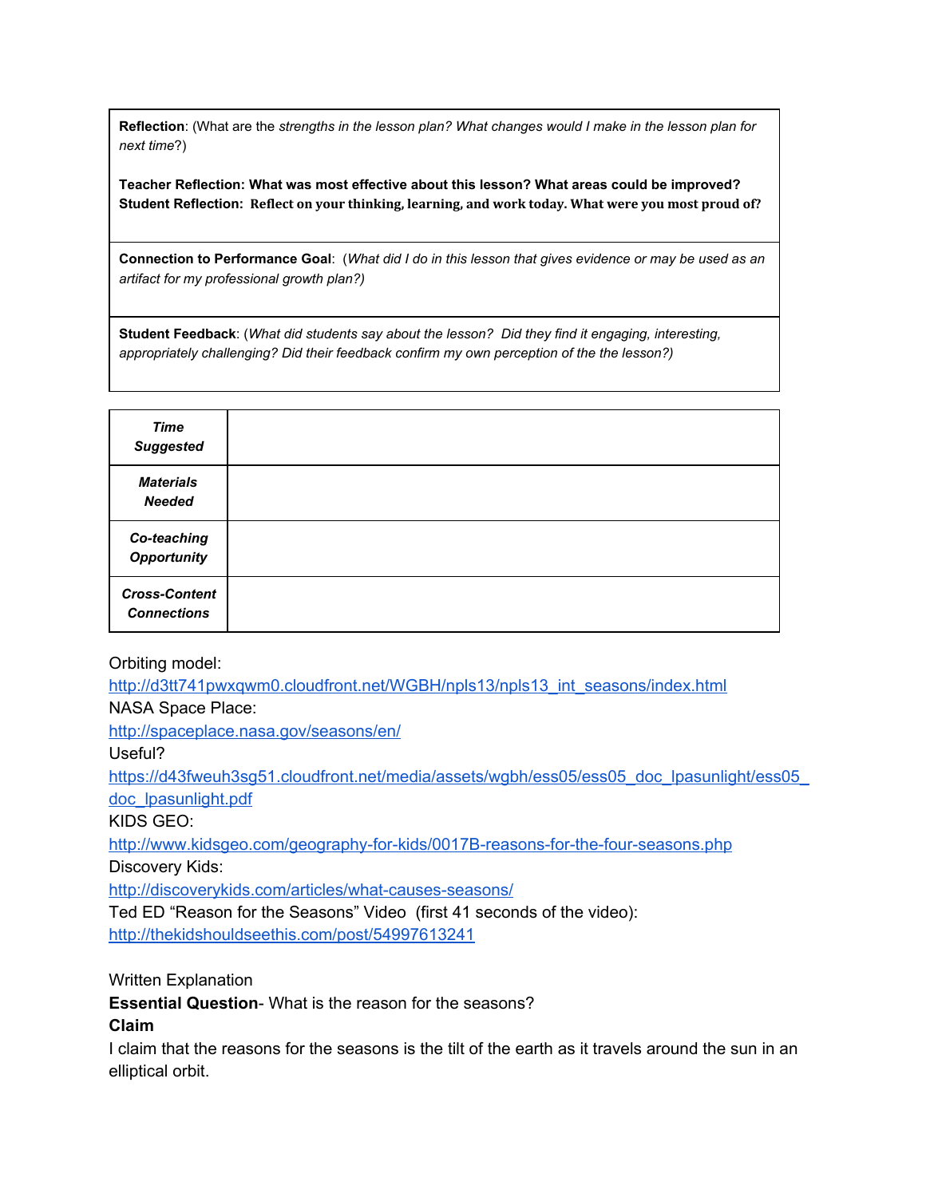| |
|---|
| **Reflection**: (What are the *strengths in the lesson plan? What changes would I make in the lesson plan for next time*?)<br><br>**Teacher Reflection: What was most effective about this lesson? What areas could be improved?**<br>**Student Reflection: Reflect on your thinking, learning, and work today. What were you most proud of?** |
| **Connection to Performance Goal**: (*What did I do in this lesson that gives evidence or may be used as an artifact for my professional growth plan?)* |
| **Student Feedback**: (*What did students say about the lesson? Did they find it engaging, interesting, appropriately challenging? Did their feedback confirm my own perception of the the lesson?)* |

| | |
|---|---|
| ***Time Suggested*** | |
| ***Materials Needed*** | |
| ***Co-teaching Opportunity*** | |
| ***Cross-Content Connections*** | |

Orbiting model:
http://d3tt741pwxqwm0.cloudfront.net/WGBH/npls13/npls13_int_seasons/index.html
NASA Space Place:
http://spaceplace.nasa.gov/seasons/en/
Useful?
https://d43fweuh3sg51.cloudfront.net/media/assets/wgbh/ess05/ess05_doc_lpasunlight/ess05_doc_lpasunlight.pdf
KIDS GEO:
http://www.kidsgeo.com/geography-for-kids/0017B-reasons-for-the-four-seasons.php
Discovery Kids:
http://discoverykids.com/articles/what-causes-seasons/
Ted ED "Reason for the Seasons" Video (first 41 seconds of the video):
http://thekidshouldseethis.com/post/54997613241

Written Explanation
**Essential Question**- What is the reason for the seasons?
**Claim**
I claim that the reasons for the seasons is the tilt of the earth as it travels around the sun in an elliptical orbit.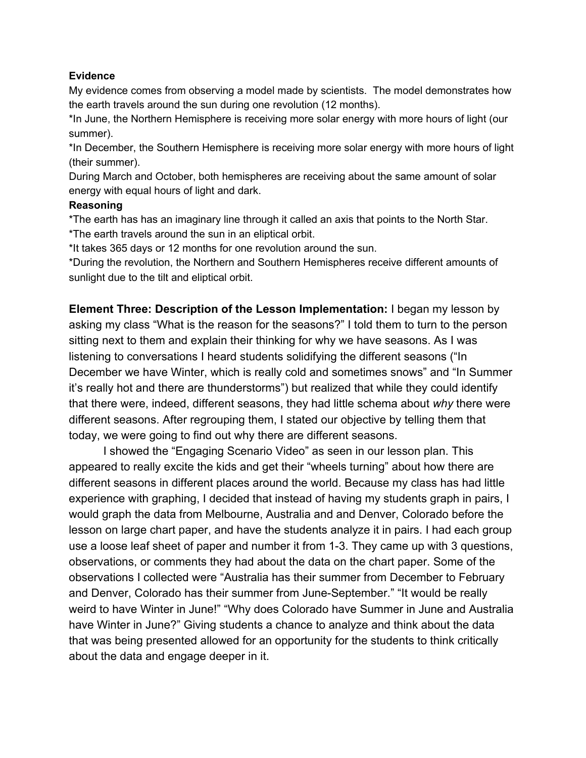**Evidence**

My evidence comes from observing a model made by scientists. The model demonstrates how the earth travels around the sun during one revolution (12 months).

*In June, the Northern Hemisphere is receiving more solar energy with more hours of light (our summer).

*In December, the Southern Hemisphere is receiving more solar energy with more hours of light (their summer).

During March and October, both hemispheres are receiving about the same amount of solar energy with equal hours of light and dark.

**Reasoning**

*The earth has has an imaginary line through it called an axis that points to the North Star.

*The earth travels around the sun in an eliptical orbit.

*It takes 365 days or 12 months for one revolution around the sun.

*During the revolution, the Northern and Southern Hemispheres receive different amounts of sunlight due to the tilt and eliptical orbit.

**Element Three: Description of the Lesson Implementation:** I began my lesson by asking my class "What is the reason for the seasons?" I told them to turn to the person sitting next to them and explain their thinking for why we have seasons. As I was listening to conversations I heard students solidifying the different seasons ("In December we have Winter, which is really cold and sometimes snows" and "In Summer it's really hot and there are thunderstorms") but realized that while they could identify that there were, indeed, different seasons, they had little schema about *why* there were different seasons. After regrouping them, I stated our objective by telling them that today, we were going to find out why there are different seasons.

I showed the "Engaging Scenario Video" as seen in our lesson plan. This appeared to really excite the kids and get their "wheels turning" about how there are different seasons in different places around the world. Because my class has had little experience with graphing, I decided that instead of having my students graph in pairs, I would graph the data from Melbourne, Australia and and Denver, Colorado before the lesson on large chart paper, and have the students analyze it in pairs. I had each group use a loose leaf sheet of paper and number it from 1-3. They came up with 3 questions, observations, or comments they had about the data on the chart paper. Some of the observations I collected were "Australia has their summer from December to February and Denver, Colorado has their summer from June-September." "It would be really weird to have Winter in June!" "Why does Colorado have Summer in June and Australia have Winter in June?" Giving students a chance to analyze and think about the data that was being presented allowed for an opportunity for the students to think critically about the data and engage deeper in it.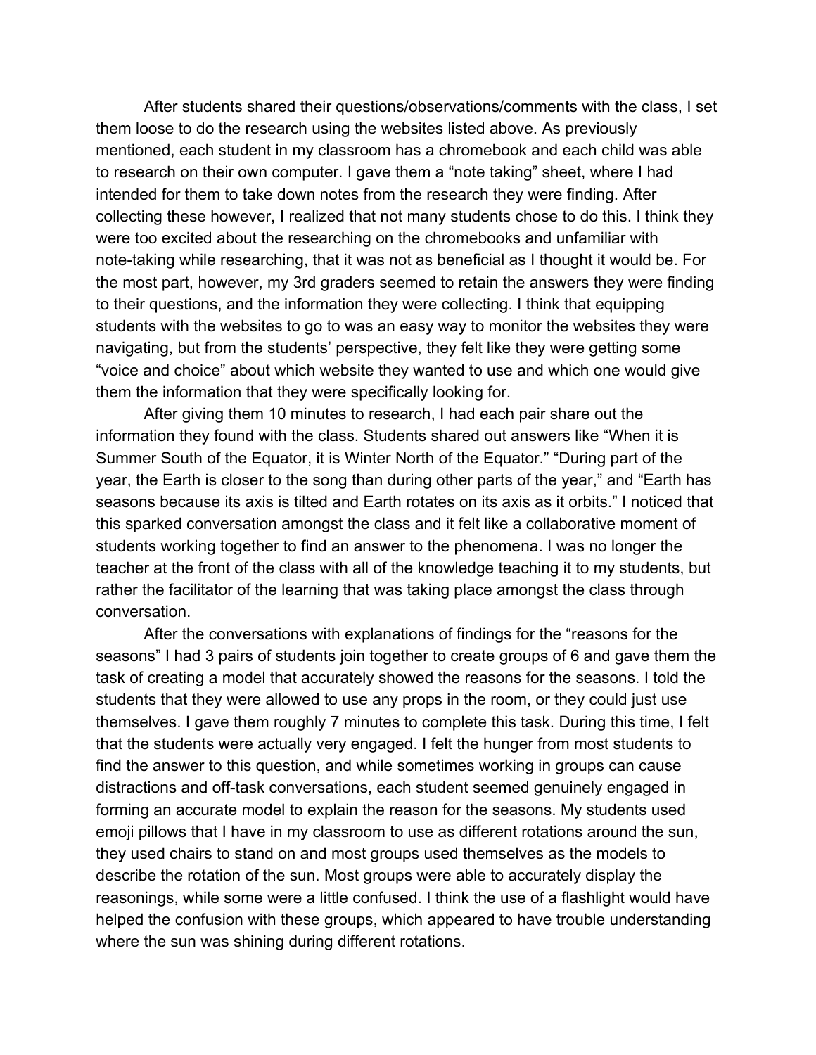After students shared their questions/observations/comments with the class, I set them loose to do the research using the websites listed above. As previously mentioned, each student in my classroom has a chromebook and each child was able to research on their own computer. I gave them a "note taking" sheet, where I had intended for them to take down notes from the research they were finding. After collecting these however, I realized that not many students chose to do this. I think they were too excited about the researching on the chromebooks and unfamiliar with note-taking while researching, that it was not as beneficial as I thought it would be. For the most part, however, my 3rd graders seemed to retain the answers they were finding to their questions, and the information they were collecting. I think that equipping students with the websites to go to was an easy way to monitor the websites they were navigating, but from the students' perspective, they felt like they were getting some "voice and choice" about which website they wanted to use and which one would give them the information that they were specifically looking for.

After giving them 10 minutes to research, I had each pair share out the information they found with the class. Students shared out answers like "When it is Summer South of the Equator, it is Winter North of the Equator." "During part of the year, the Earth is closer to the song than during other parts of the year," and "Earth has seasons because its axis is tilted and Earth rotates on its axis as it orbits." I noticed that this sparked conversation amongst the class and it felt like a collaborative moment of students working together to find an answer to the phenomena. I was no longer the teacher at the front of the class with all of the knowledge teaching it to my students, but rather the facilitator of the learning that was taking place amongst the class through conversation.

After the conversations with explanations of findings for the "reasons for the seasons" I had 3 pairs of students join together to create groups of 6 and gave them the task of creating a model that accurately showed the reasons for the seasons. I told the students that they were allowed to use any props in the room, or they could just use themselves. I gave them roughly 7 minutes to complete this task. During this time, I felt that the students were actually very engaged. I felt the hunger from most students to find the answer to this question, and while sometimes working in groups can cause distractions and off-task conversations, each student seemed genuinely engaged in forming an accurate model to explain the reason for the seasons. My students used emoji pillows that I have in my classroom to use as different rotations around the sun, they used chairs to stand on and most groups used themselves as the models to describe the rotation of the sun. Most groups were able to accurately display the reasonings, while some were a little confused. I think the use of a flashlight would have helped the confusion with these groups, which appeared to have trouble understanding where the sun was shining during different rotations.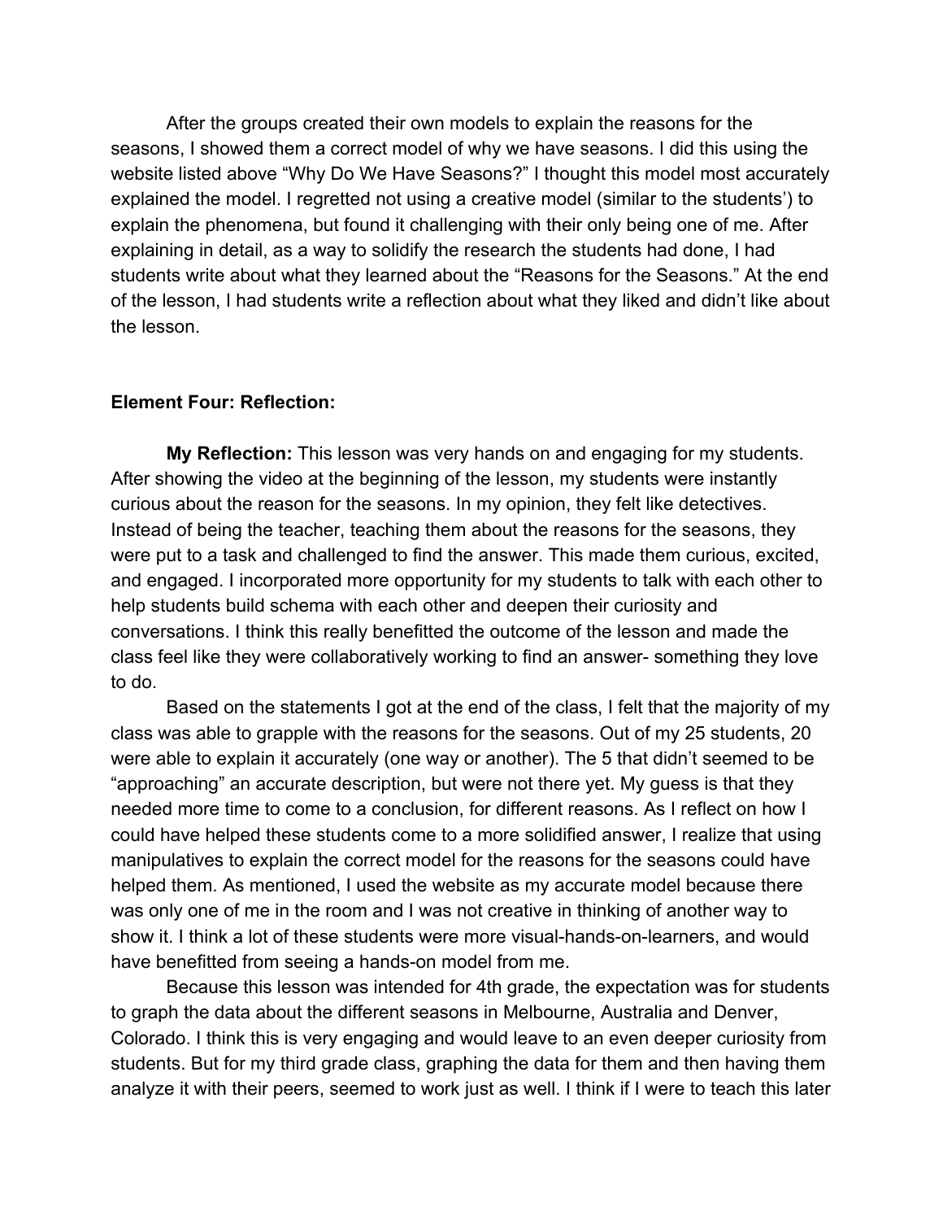After the groups created their own models to explain the reasons for the seasons, I showed them a correct model of why we have seasons. I did this using the website listed above "Why Do We Have Seasons?" I thought this model most accurately explained the model. I regretted not using a creative model (similar to the students') to explain the phenomena, but found it challenging with their only being one of me. After explaining in detail, as a way to solidify the research the students had done, I had students write about what they learned about the "Reasons for the Seasons." At the end of the lesson, I had students write a reflection about what they liked and didn't like about the lesson.

**Element Four: Reflection:**

**My Reflection:** This lesson was very hands on and engaging for my students. After showing the video at the beginning of the lesson, my students were instantly curious about the reason for the seasons. In my opinion, they felt like detectives. Instead of being the teacher, teaching them about the reasons for the seasons, they were put to a task and challenged to find the answer. This made them curious, excited, and engaged. I incorporated more opportunity for my students to talk with each other to help students build schema with each other and deepen their curiosity and conversations. I think this really benefitted the outcome of the lesson and made the class feel like they were collaboratively working to find an answer- something they love to do.

Based on the statements I got at the end of the class, I felt that the majority of my class was able to grapple with the reasons for the seasons. Out of my 25 students, 20 were able to explain it accurately (one way or another). The 5 that didn't seemed to be "approaching" an accurate description, but were not there yet. My guess is that they needed more time to come to a conclusion, for different reasons. As I reflect on how I could have helped these students come to a more solidified answer, I realize that using manipulatives to explain the correct model for the reasons for the seasons could have helped them. As mentioned, I used the website as my accurate model because there was only one of me in the room and I was not creative in thinking of another way to show it. I think a lot of these students were more visual-hands-on-learners, and would have benefitted from seeing a hands-on model from me.

Because this lesson was intended for 4th grade, the expectation was for students to graph the data about the different seasons in Melbourne, Australia and Denver, Colorado. I think this is very engaging and would leave to an even deeper curiosity from students. But for my third grade class, graphing the data for them and then having them analyze it with their peers, seemed to work just as well. I think if I were to teach this later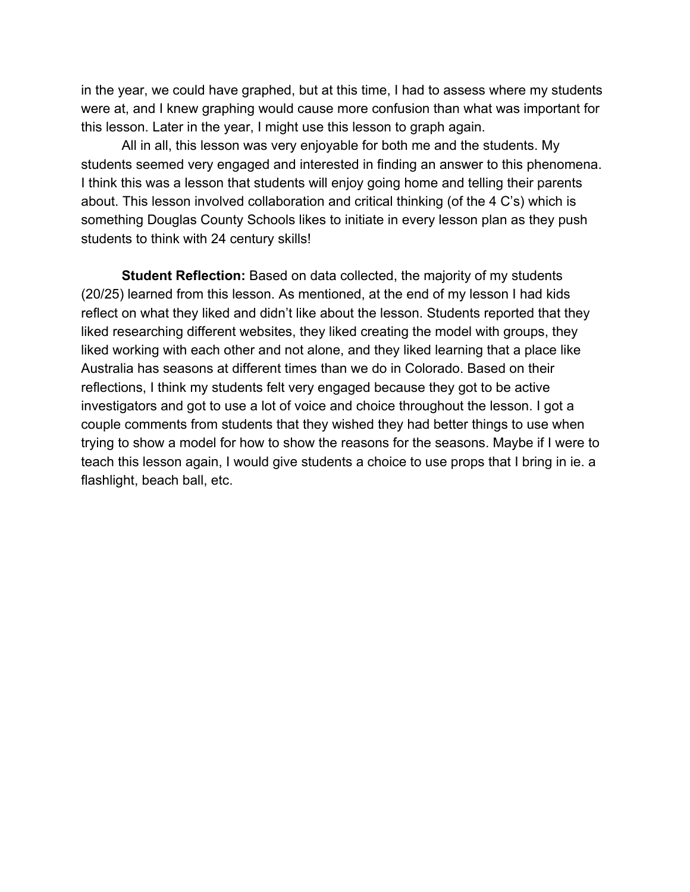in the year, we could have graphed, but at this time, I had to assess where my students were at, and I knew graphing would cause more confusion than what was important for this lesson. Later in the year, I might use this lesson to graph again.

All in all, this lesson was very enjoyable for both me and the students. My students seemed very engaged and interested in finding an answer to this phenomena. I think this was a lesson that students will enjoy going home and telling their parents about. This lesson involved collaboration and critical thinking (of the 4 C's) which is something Douglas County Schools likes to initiate in every lesson plan as they push students to think with 24 century skills!

**Student Reflection:** Based on data collected, the majority of my students (20/25) learned from this lesson. As mentioned, at the end of my lesson I had kids reflect on what they liked and didn't like about the lesson. Students reported that they liked researching different websites, they liked creating the model with groups, they liked working with each other and not alone, and they liked learning that a place like Australia has seasons at different times than we do in Colorado. Based on their reflections, I think my students felt very engaged because they got to be active investigators and got to use a lot of voice and choice throughout the lesson. I got a couple comments from students that they wished they had better things to use when trying to show a model for how to show the reasons for the seasons. Maybe if I were to teach this lesson again, I would give students a choice to use props that I bring in ie. a flashlight, beach ball, etc.